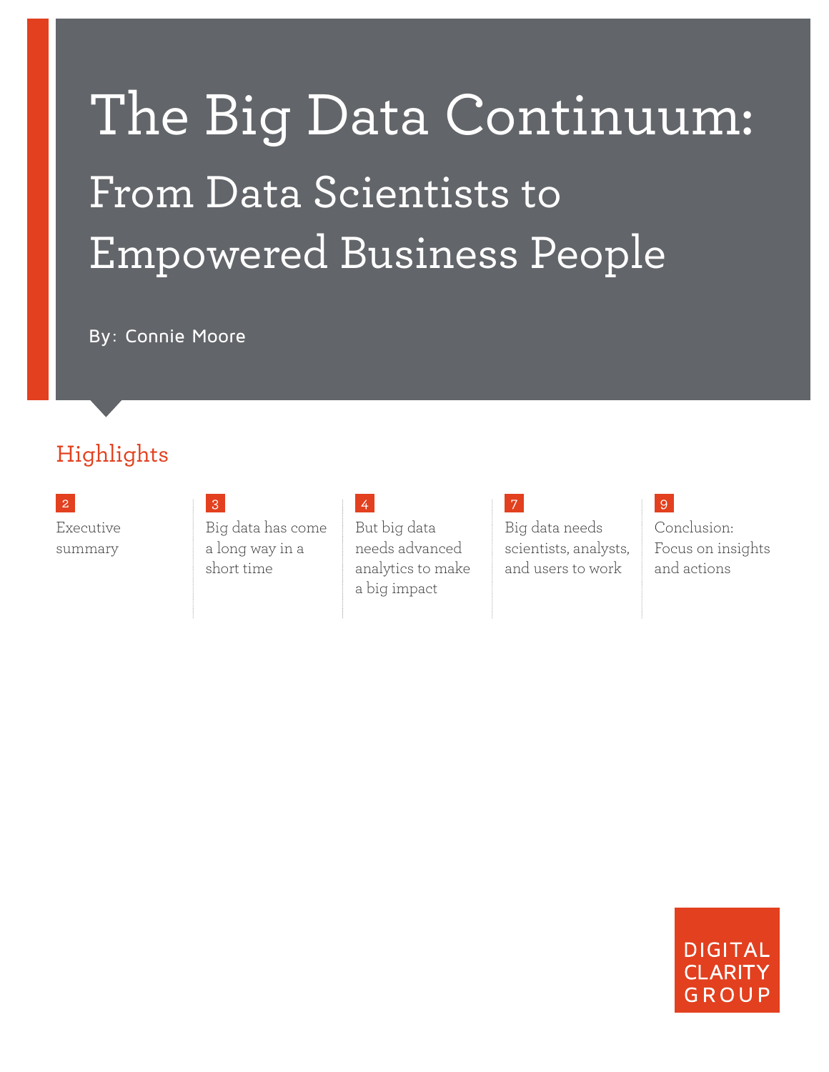# The Big Data Continuum:

## From Data Scientists to Empowered Business People

By: Connie Moore

## Highlights

2 Executive summary

3 Big data has come a long way in a short time

4 But big data needs advanced analytics to make a big impact

7 Big data needs scientists, analysts, and users to work

9 Conclusion: Focus on insights and actions

DIGITAL CLARITY GROUP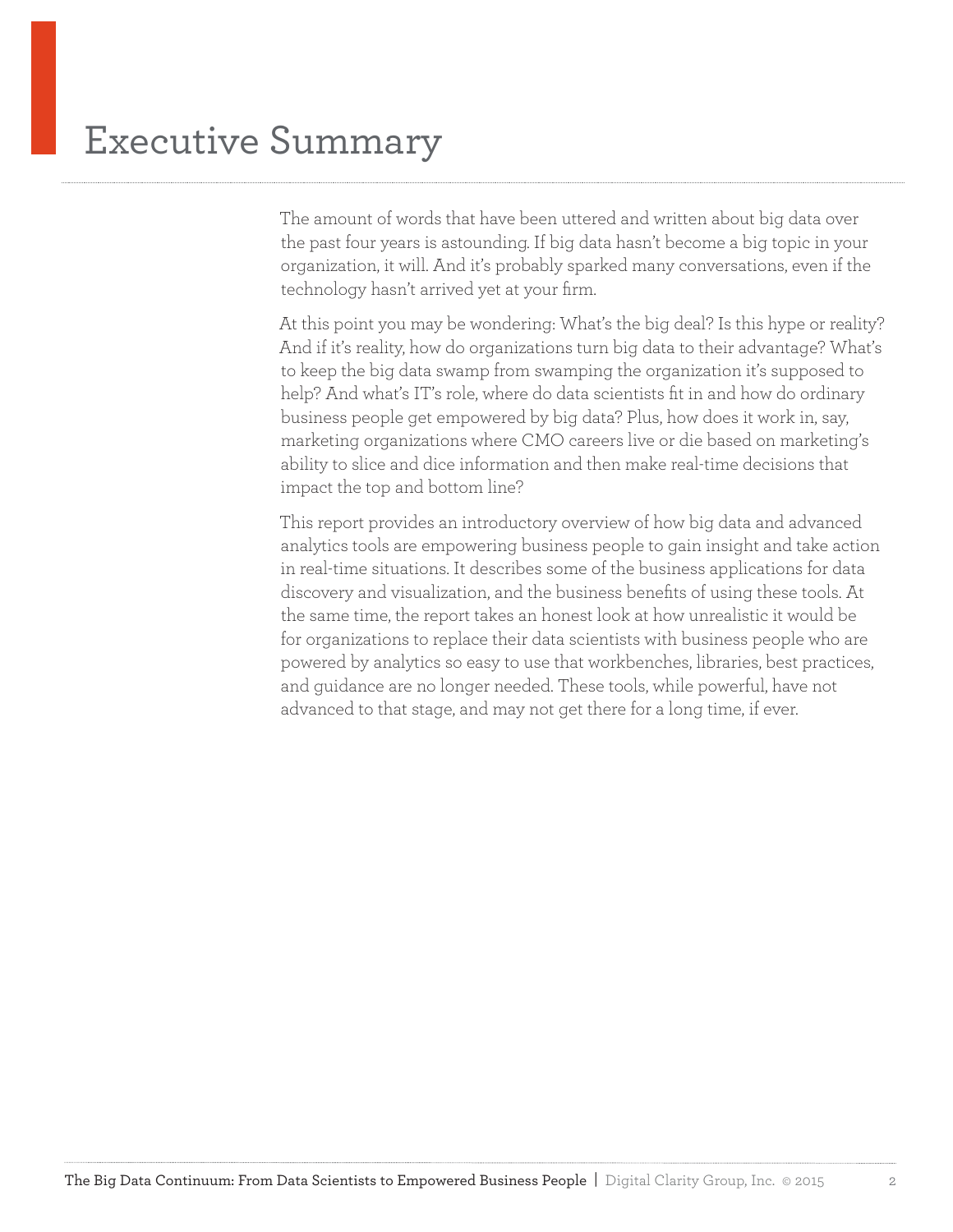# Executive Summary

The amount of words that have been uttered and written about big data over the past four years is astounding. If big data hasn't become a big topic in your organization, it will. And it's probably sparked many conversations, even if the technology hasn't arrived yet at your firm.

At this point you may be wondering: What's the big deal? Is this hype or reality? And if it's reality, how do organizations turn big data to their advantage? What's to keep the big data swamp from swamping the organization it's supposed to help? And what's IT's role, where do data scientists fit in and how do ordinary business people get empowered by big data? Plus, how does it work in, say, marketing organizations where CMO careers live or die based on marketing's ability to slice and dice information and then make real-time decisions that impact the top and bottom line?

This report provides an introductory overview of how big data and advanced analytics tools are empowering business people to gain insight and take action in real-time situations. It describes some of the business applications for data discovery and visualization, and the business benefits of using these tools. At the same time, the report takes an honest look at how unrealistic it would be for organizations to replace their data scientists with business people who are powered by analytics so easy to use that workbenches, libraries, best practices, and guidance are no longer needed. These tools, while powerful, have not advanced to that stage, and may not get there for a long time, if ever.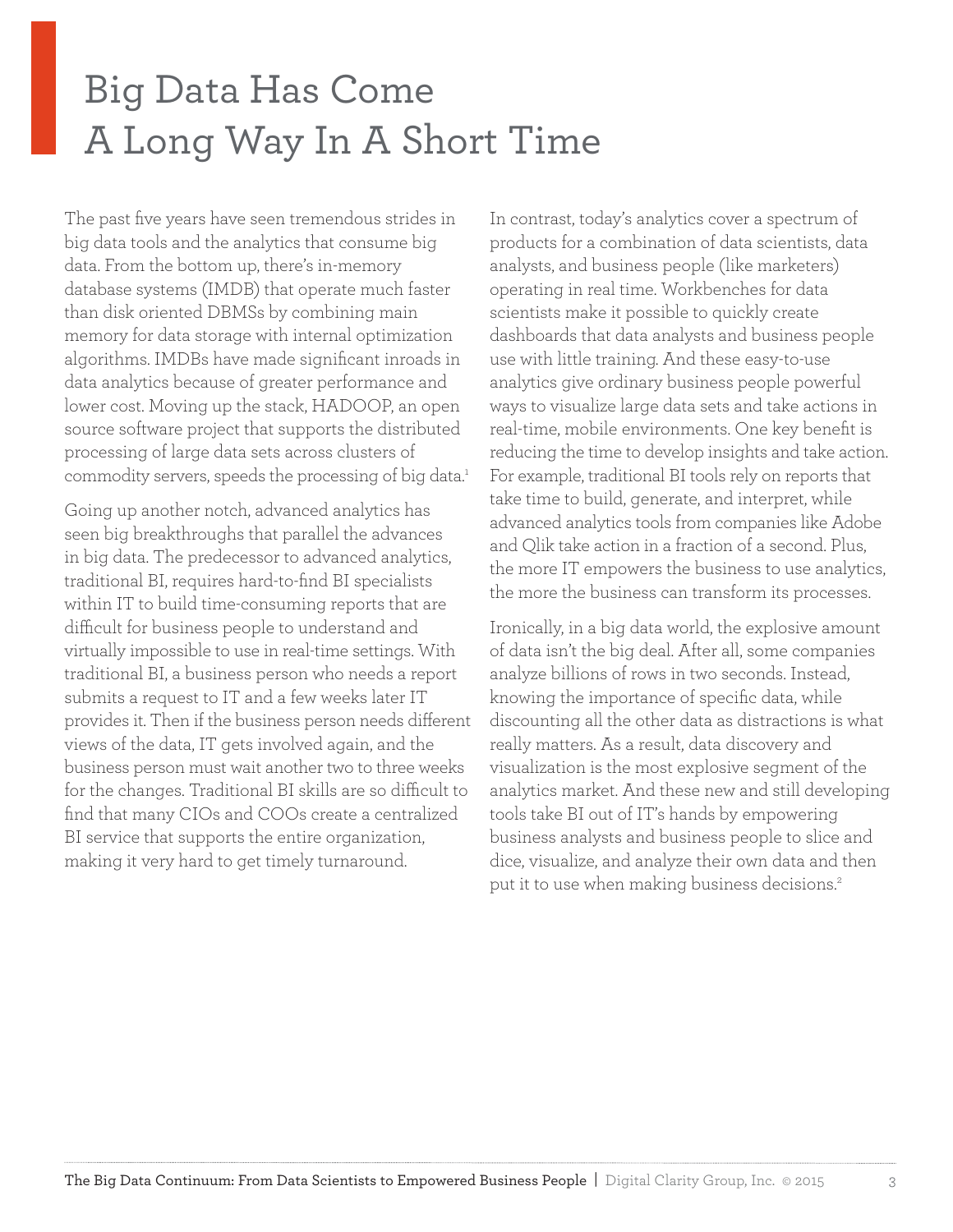# Big Data Has Come A Long Way In A Short Time

The past five years have seen tremendous strides in big data tools and the analytics that consume big data. From the bottom up, there's in-memory database systems (IMDB) that operate much faster than disk oriented DBMSs by combining main memory for data storage with internal optimization algorithms. IMDBs have made significant inroads in data analytics because of greater performance and lower cost. Moving up the stack, HADOOP, an open source software project that supports the distributed processing of large data sets across clusters of commodity servers, speeds the processing of big data.[1]

Going up another notch, advanced analytics has seen big breakthroughs that parallel the advances in big data. The predecessor to advanced analytics, traditional BI, requires hard-to-find BI specialists within IT to build time-consuming reports that are difficult for business people to understand and virtually impossible to use in real-time settings. With traditional BI, a business person who needs a report submits a request to IT and a few weeks later IT provides it. Then if the business person needs different views of the data, IT gets involved again, and the business person must wait another two to three weeks for the changes. Traditional BI skills are so difficult to find that many CIOs and COOs create a centralized BI service that supports the entire organization, making it very hard to get timely turnaround.

In contrast, today's analytics cover a spectrum of products for a combination of data scientists, data analysts, and business people (like marketers) operating in real time. Workbenches for data scientists make it possible to quickly create dashboards that data analysts and business people use with little training. And these easy-to-use analytics give ordinary business people powerful ways to visualize large data sets and take actions in real-time, mobile environments. One key benefit is reducing the time to develop insights and take action. For example, traditional BI tools rely on reports that take time to build, generate, and interpret, while advanced analytics tools from companies like Adobe and Qlik take action in a fraction of a second. Plus, the more IT empowers the business to use analytics, the more the business can transform its processes.

Ironically, in a big data world, the explosive amount of data isn't the big deal. After all, some companies analyze billions of rows in two seconds. Instead, knowing the importance of specific data, while discounting all the other data as distractions is what really matters. As a result, data discovery and visualization is the most explosive segment of the analytics market. And these new and still developing tools take BI out of IT's hands by empowering business analysts and business people to slice and dice, visualize, and analyze their own data and then put it to use when making business decisions.[2]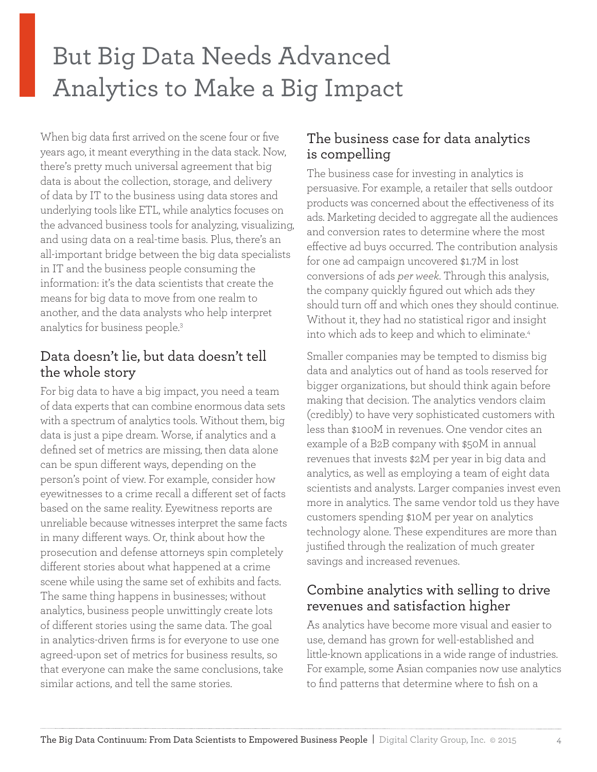# But Big Data Needs Advanced Analytics to Make a Big Impact

When big data first arrived on the scene four or five years ago, it meant everything in the data stack. Now, there's pretty much universal agreement that big data is about the collection, storage, and delivery of data by IT to the business using data stores and underlying tools like ETL, while analytics focuses on the advanced business tools for analyzing, visualizing, and using data on a real-time basis. Plus, there's an all-important bridge between the big data specialists in IT and the business people consuming the information: it's the data scientists that create the means for big data to move from one realm to another, and the data analysts who help interpret analytics for business people.[3]

## Data doesn't lie, but data doesn't tell the whole story

For big data to have a big impact, you need a team of data experts that can combine enormous data sets with a spectrum of analytics tools. Without them, big data is just a pipe dream. Worse, if analytics and a defined set of metrics are missing, then data alone can be spun different ways, depending on the person's point of view. For example, consider how eyewitnesses to a crime recall a different set of facts based on the same reality. Eyewitness reports are unreliable because witnesses interpret the same facts in many different ways. Or, think about how the prosecution and defense attorneys spin completely different stories about what happened at a crime scene while using the same set of exhibits and facts. The same thing happens in businesses; without analytics, business people unwittingly create lots of different stories using the same data. The goal in analytics-driven firms is for everyone to use one agreed-upon set of metrics for business results, so that everyone can make the same conclusions, take similar actions, and tell the same stories.

## The business case for data analytics is compelling

The business case for investing in analytics is persuasive. For example, a retailer that sells outdoor products was concerned about the effectiveness of its ads. Marketing decided to aggregate all the audiences and conversion rates to determine where the most effective ad buys occurred. The contribution analysis for one ad campaign uncovered $1.7M in lost conversions of ads *per week*. Through this analysis, the company quickly figured out which ads they should turn off and which ones they should continue. Without it, they had no statistical rigor and insight into which ads to keep and which to eliminate.[4]

Smaller companies may be tempted to dismiss big data and analytics out of hand as tools reserved for bigger organizations, but should think again before making that decision. The analytics vendors claim (credibly) to have very sophisticated customers with less than $100M in revenues. One vendor cites an example of a B2B company with $50M in annual revenues that invests $2M per year in big data and analytics, as well as employing a team of eight data scientists and analysts. Larger companies invest even more in analytics. The same vendor told us they have customers spending $10M per year on analytics technology alone. These expenditures are more than justified through the realization of much greater savings and increased revenues.

## Combine analytics with selling to drive revenues and satisfaction higher

As analytics have become more visual and easier to use, demand has grown for well-established and little-known applications in a wide range of industries. For example, some Asian companies now use analytics to find patterns that determine where to fish on a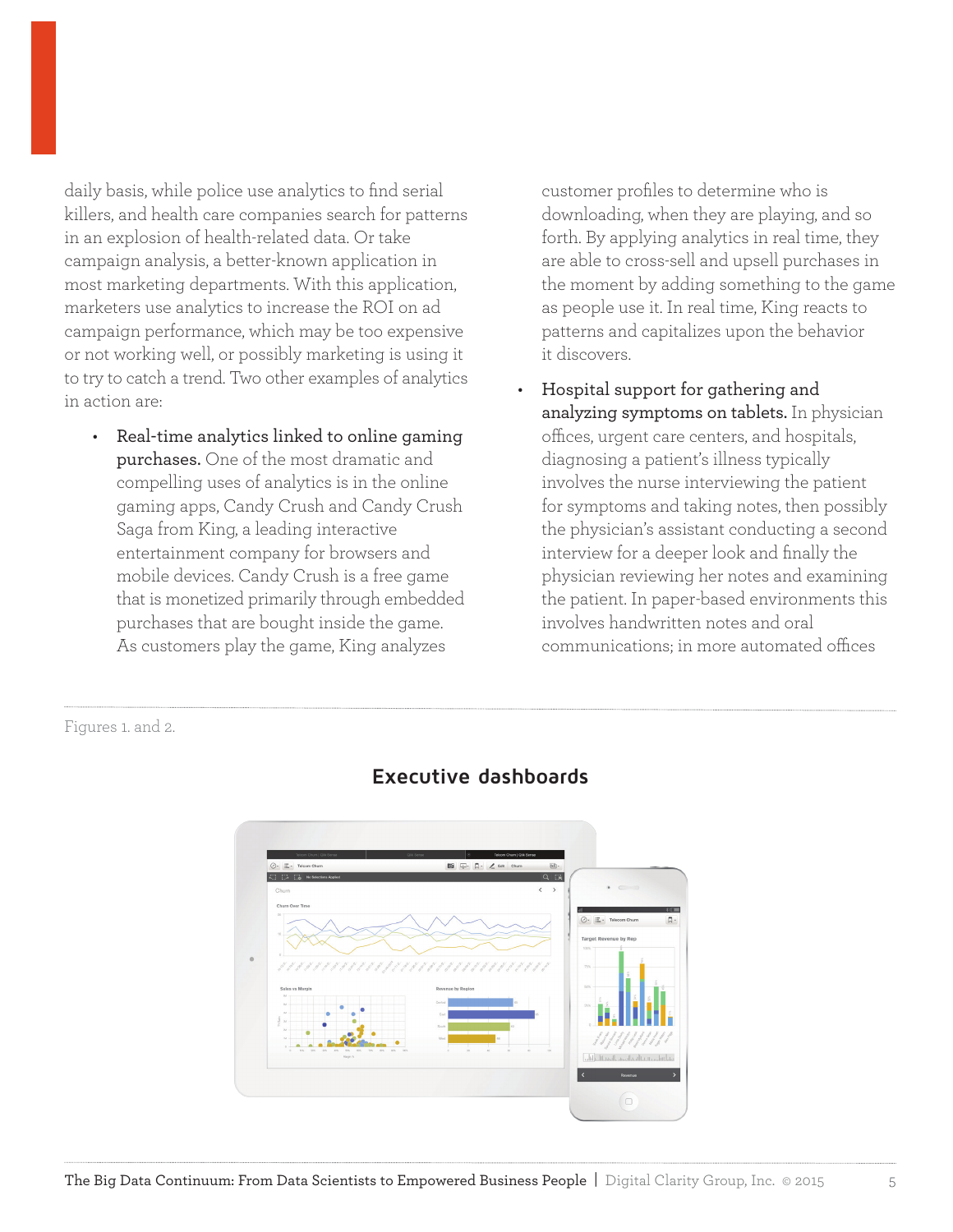daily basis, while police use analytics to find serial killers, and health care companies search for patterns in an explosion of health-related data. Or take campaign analysis, a better-known application in most marketing departments. With this application, marketers use analytics to increase the ROI on ad campaign performance, which may be too expensive or not working well, or possibly marketing is using it to try to catch a trend. Two other examples of analytics in action are:

- **Real-time analytics linked to online gaming purchases.** One of the most dramatic and compelling uses of analytics is in the online gaming apps, Candy Crush and Candy Crush Saga from King, a leading interactive entertainment company for browsers and mobile devices. Candy Crush is a free game that is monetized primarily through embedded purchases that are bought inside the game. As customers play the game, King analyzes customer profiles to determine who is downloading, when they are playing, and so forth. By applying analytics in real time, they are able to cross-sell and upsell purchases in the moment by adding something to the game as people use it. In real time, King reacts to patterns and capitalizes upon the behavior it discovers.
- **Hospital support for gathering and analyzing symptoms on tablets.** In physician offices, urgent care centers, and hospitals, diagnosing a patient's illness typically involves the nurse interviewing the patient for symptoms and taking notes, then possibly the physician's assistant conducting a second interview for a deeper look and finally the physician reviewing her notes and examining the patient. In paper-based environments this involves handwritten notes and oral communications; in more automated offices

Figures 1. and 2.

## Executive dashboards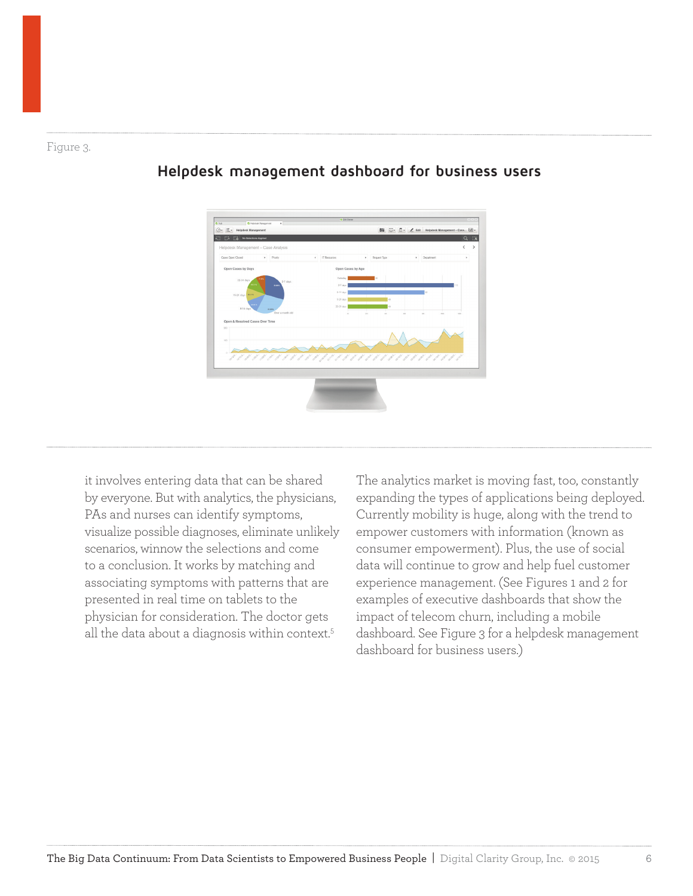Figure 3.

## Helpdesk management dashboard for business users

it involves entering data that can be shared by everyone. But with analytics, the physicians, PAs and nurses can identify symptoms, visualize possible diagnoses, eliminate unlikely scenarios, winnow the selections and come to a conclusion. It works by matching and associating symptoms with patterns that are presented in real time on tablets to the physician for consideration. The doctor gets all the data about a diagnosis within context.[5]

The analytics market is moving fast, too, constantly expanding the types of applications being deployed. Currently mobility is huge, along with the trend to empower customers with information (known as consumer empowerment). Plus, the use of social data will continue to grow and help fuel customer experience management. (See Figures 1 and 2 for examples of executive dashboards that show the impact of telecom churn, including a mobile dashboard. See Figure 3 for a helpdesk management dashboard for business users.)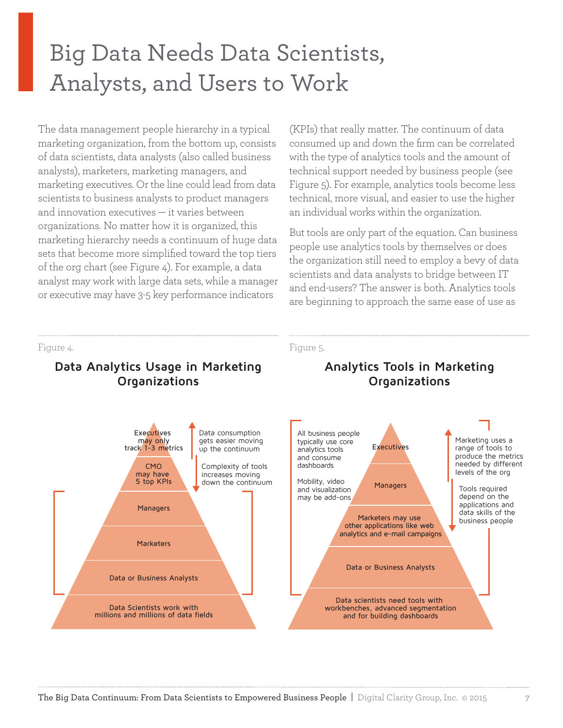# Big Data Needs Data Scientists, Analysts, and Users to Work

The data management people hierarchy in a typical marketing organization, from the bottom up, consists of data scientists, data analysts (also called business analysts), marketers, marketing managers, and marketing executives. Or the line could lead from data scientists to business analysts to product managers and innovation executives — it varies between organizations. No matter how it is organized, this marketing hierarchy needs a continuum of huge data sets that become more simplified toward the top tiers of the org chart (see Figure 4). For example, a data analyst may work with large data sets, while a manager or executive may have 3-5 key performance indicators (KPIs) that really matter. The continuum of data consumed up and down the firm can be correlated with the type of analytics tools and the amount of technical support needed by business people (see Figure 5). For example, analytics tools become less technical, more visual, and easier to use the higher an individual works within the organization.

But tools are only part of the equation. Can business people use analytics tools by themselves or does the organization still need to employ a bevy of data scientists and data analysts to bridge between IT and end-users? The answer is both. Analytics tools are beginning to approach the same ease of use as

Figure 4.

**Data Analytics Usage in Marketing Organizations**

- Executives may only track 1-3 metrics
- CMO may have 5 top KPIs
- Managers
- Marketers
- Data or Business Analysts
- Data Scientists work with millions and millions of data fields

Data consumption gets easier moving up the continuum

Complexity of tools increases moving down the continuum

Figure 5.

**Analytics Tools in Marketing Organizations**

- Executives
- Managers
- Marketers may use other applications like web analytics and e-mail campaigns
- Data or Business Analysts
- Data scientists need tools with workbenches, advanced segmentation and for building dashboards

All business people typically use core analytics tools and consume dashboards

Mobility, video and visualization may be add-ons

Marketing uses a range of tools to produce the metrics needed by different levels of the org

Tools required depend on the applications and data skills of the business people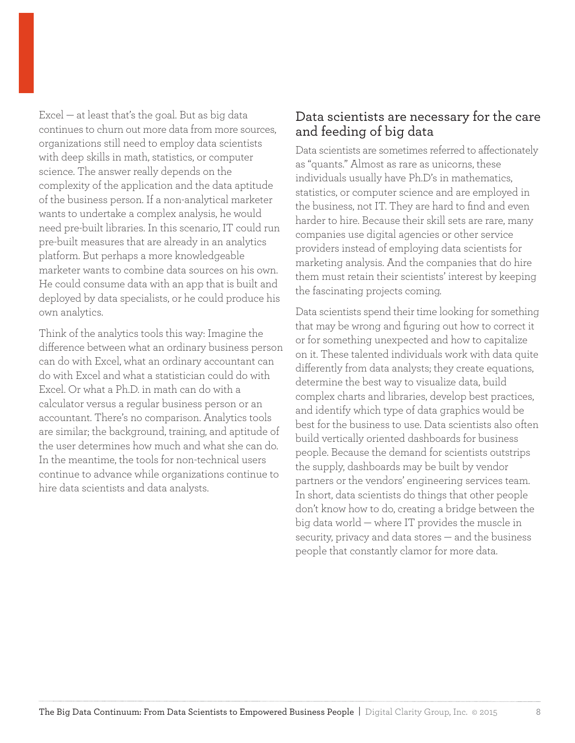Excel — at least that's the goal. But as big data continues to churn out more data from more sources, organizations still need to employ data scientists with deep skills in math, statistics, or computer science. The answer really depends on the complexity of the application and the data aptitude of the business person. If a non-analytical marketer wants to undertake a complex analysis, he would need pre-built libraries. In this scenario, IT could run pre-built measures that are already in an analytics platform. But perhaps a more knowledgeable marketer wants to combine data sources on his own. He could consume data with an app that is built and deployed by data specialists, or he could produce his own analytics.

Think of the analytics tools this way: Imagine the difference between what an ordinary business person can do with Excel, what an ordinary accountant can do with Excel and what a statistician could do with Excel. Or what a Ph.D. in math can do with a calculator versus a regular business person or an accountant. There's no comparison. Analytics tools are similar; the background, training, and aptitude of the user determines how much and what she can do. In the meantime, the tools for non-technical users continue to advance while organizations continue to hire data scientists and data analysts.

## Data scientists are necessary for the care and feeding of big data

Data scientists are sometimes referred to affectionately as "quants." Almost as rare as unicorns, these individuals usually have Ph.D's in mathematics, statistics, or computer science and are employed in the business, not IT. They are hard to find and even harder to hire. Because their skill sets are rare, many companies use digital agencies or other service providers instead of employing data scientists for marketing analysis. And the companies that do hire them must retain their scientists' interest by keeping the fascinating projects coming.

Data scientists spend their time looking for something that may be wrong and figuring out how to correct it or for something unexpected and how to capitalize on it. These talented individuals work with data quite differently from data analysts; they create equations, determine the best way to visualize data, build complex charts and libraries, develop best practices, and identify which type of data graphics would be best for the business to use. Data scientists also often build vertically oriented dashboards for business people. Because the demand for scientists outstrips the supply, dashboards may be built by vendor partners or the vendors' engineering services team. In short, data scientists do things that other people don't know how to do, creating a bridge between the big data world — where IT provides the muscle in security, privacy and data stores — and the business people that constantly clamor for more data.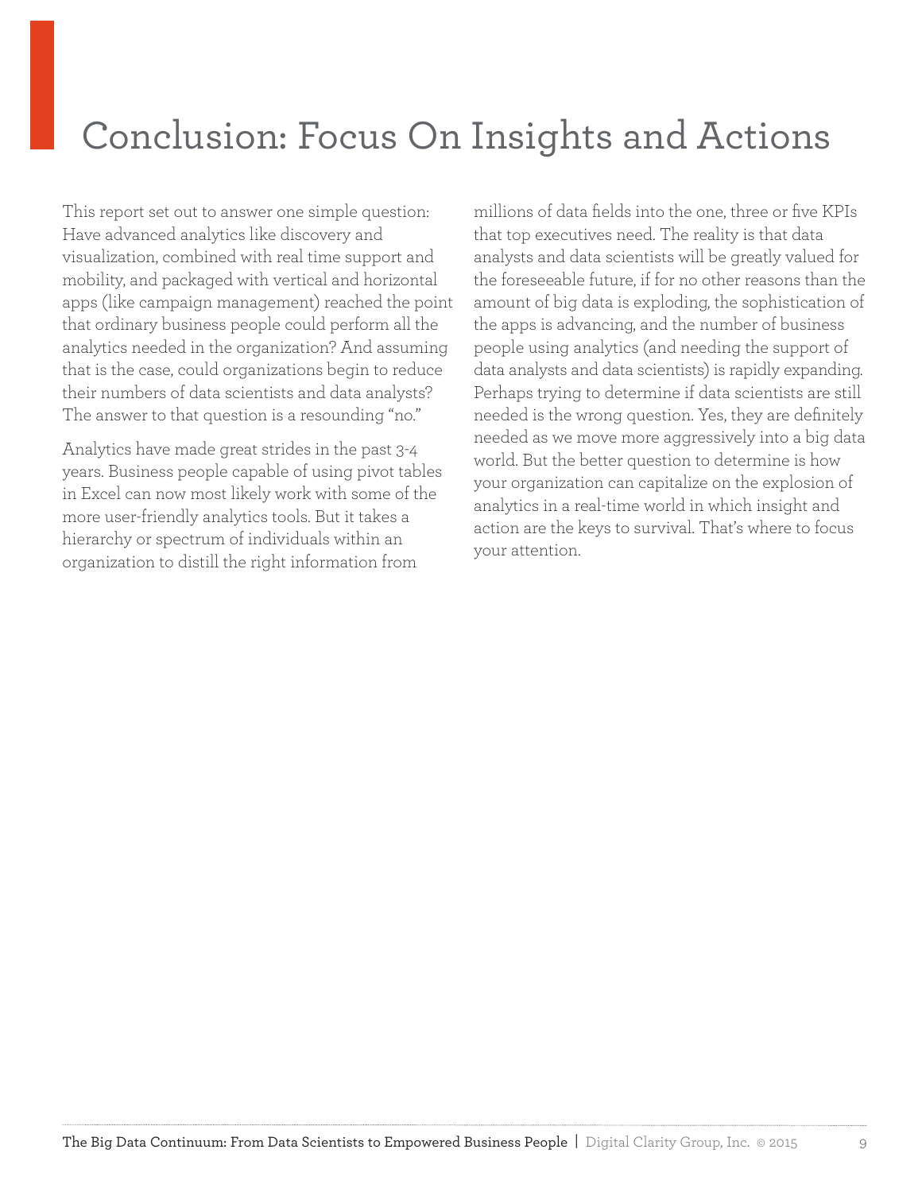# Conclusion: Focus On Insights and Actions

This report set out to answer one simple question: Have advanced analytics like discovery and visualization, combined with real time support and mobility, and packaged with vertical and horizontal apps (like campaign management) reached the point that ordinary business people could perform all the analytics needed in the organization? And assuming that is the case, could organizations begin to reduce their numbers of data scientists and data analysts? The answer to that question is a resounding "no."

Analytics have made great strides in the past 3-4 years. Business people capable of using pivot tables in Excel can now most likely work with some of the more user-friendly analytics tools. But it takes a hierarchy or spectrum of individuals within an organization to distill the right information from millions of data fields into the one, three or five KPIs that top executives need. The reality is that data analysts and data scientists will be greatly valued for the foreseeable future, if for no other reasons than the amount of big data is exploding, the sophistication of the apps is advancing, and the number of business people using analytics (and needing the support of data analysts and data scientists) is rapidly expanding. Perhaps trying to determine if data scientists are still needed is the wrong question. Yes, they are definitely needed as we move more aggressively into a big data world. But the better question to determine is how your organization can capitalize on the explosion of analytics in a real-time world in which insight and action are the keys to survival. That's where to focus your attention.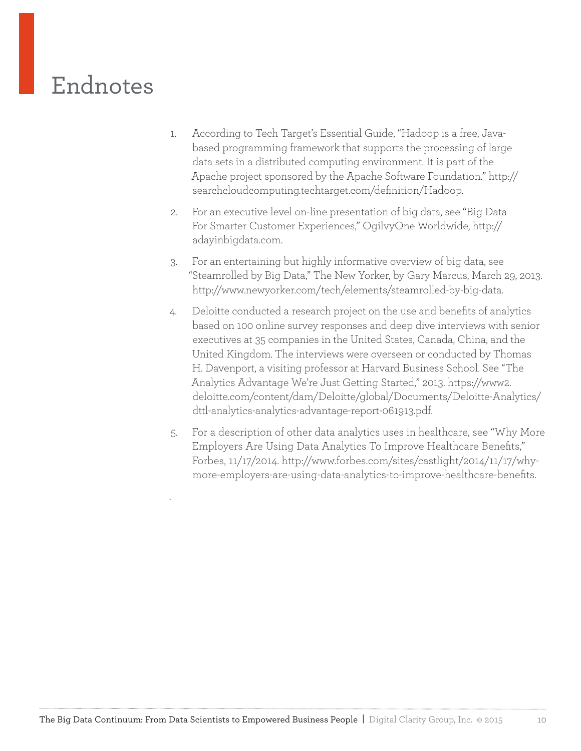# Endnotes

1. According to Tech Target's Essential Guide, "Hadoop is a free, Java-based programming framework that supports the processing of large data sets in a distributed computing environment. It is part of the Apache project sponsored by the Apache Software Foundation." http://searchcloudcomputing.techtarget.com/definition/Hadoop.

2. For an executive level on-line presentation of big data, see "Big Data For Smarter Customer Experiences," OgilvyOne Worldwide, http://adayinbigdata.com.

3. For an entertaining but highly informative overview of big data, see "Steamrolled by Big Data," The New Yorker, by Gary Marcus, March 29, 2013. http://www.newyorker.com/tech/elements/steamrolled-by-big-data.

4. Deloitte conducted a research project on the use and benefits of analytics based on 100 online survey responses and deep dive interviews with senior executives at 35 companies in the United States, Canada, China, and the United Kingdom. The interviews were overseen or conducted by Thomas H. Davenport, a visiting professor at Harvard Business School. See "The Analytics Advantage We're Just Getting Started," 2013. https://www2.deloitte.com/content/dam/Deloitte/global/Documents/Deloitte-Analytics/dttl-analytics-analytics-advantage-report-061913.pdf.

5. For a description of other data analytics uses in healthcare, see "Why More Employers Are Using Data Analytics To Improve Healthcare Benefits," Forbes, 11/17/2014. http://www.forbes.com/sites/castlight/2014/11/17/why-more-employers-are-using-data-analytics-to-improve-healthcare-benefits.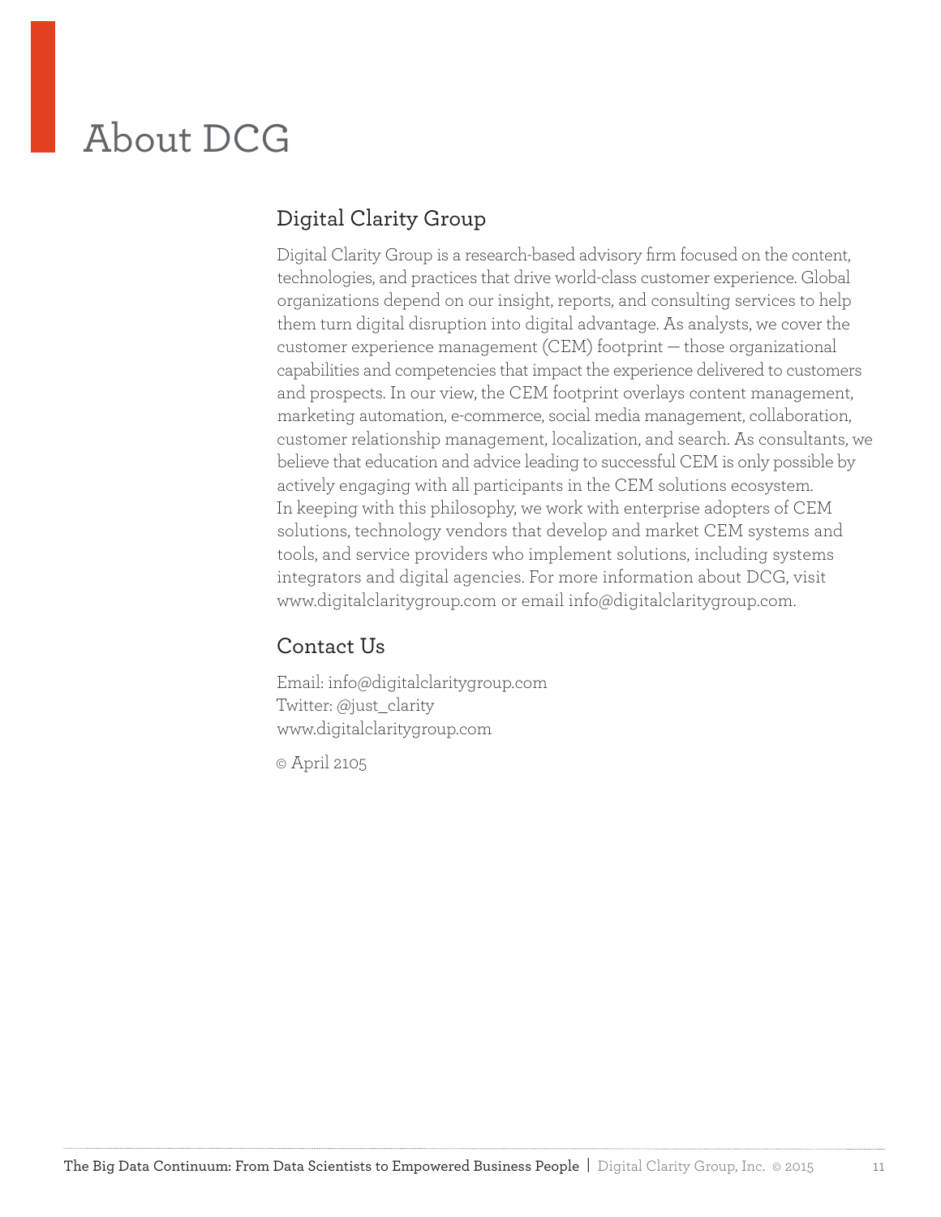# About DCG

## Digital Clarity Group

Digital Clarity Group is a research-based advisory firm focused on the content, technologies, and practices that drive world-class customer experience. Global organizations depend on our insight, reports, and consulting services to help them turn digital disruption into digital advantage. As analysts, we cover the customer experience management (CEM) footprint — those organizational capabilities and competencies that impact the experience delivered to customers and prospects. In our view, the CEM footprint overlays content management, marketing automation, e-commerce, social media management, collaboration, customer relationship management, localization, and search. As consultants, we believe that education and advice leading to successful CEM is only possible by actively engaging with all participants in the CEM solutions ecosystem. In keeping with this philosophy, we work with enterprise adopters of CEM solutions, technology vendors that develop and market CEM systems and tools, and service providers who implement solutions, including systems integrators and digital agencies. For more information about DCG, visit www.digitalclaritygroup.com or email info@digitalclaritygroup.com.

## Contact Us

Email: info@digitalclaritygroup.com
Twitter: @just_clarity
www.digitalclaritygroup.com

© April 2105